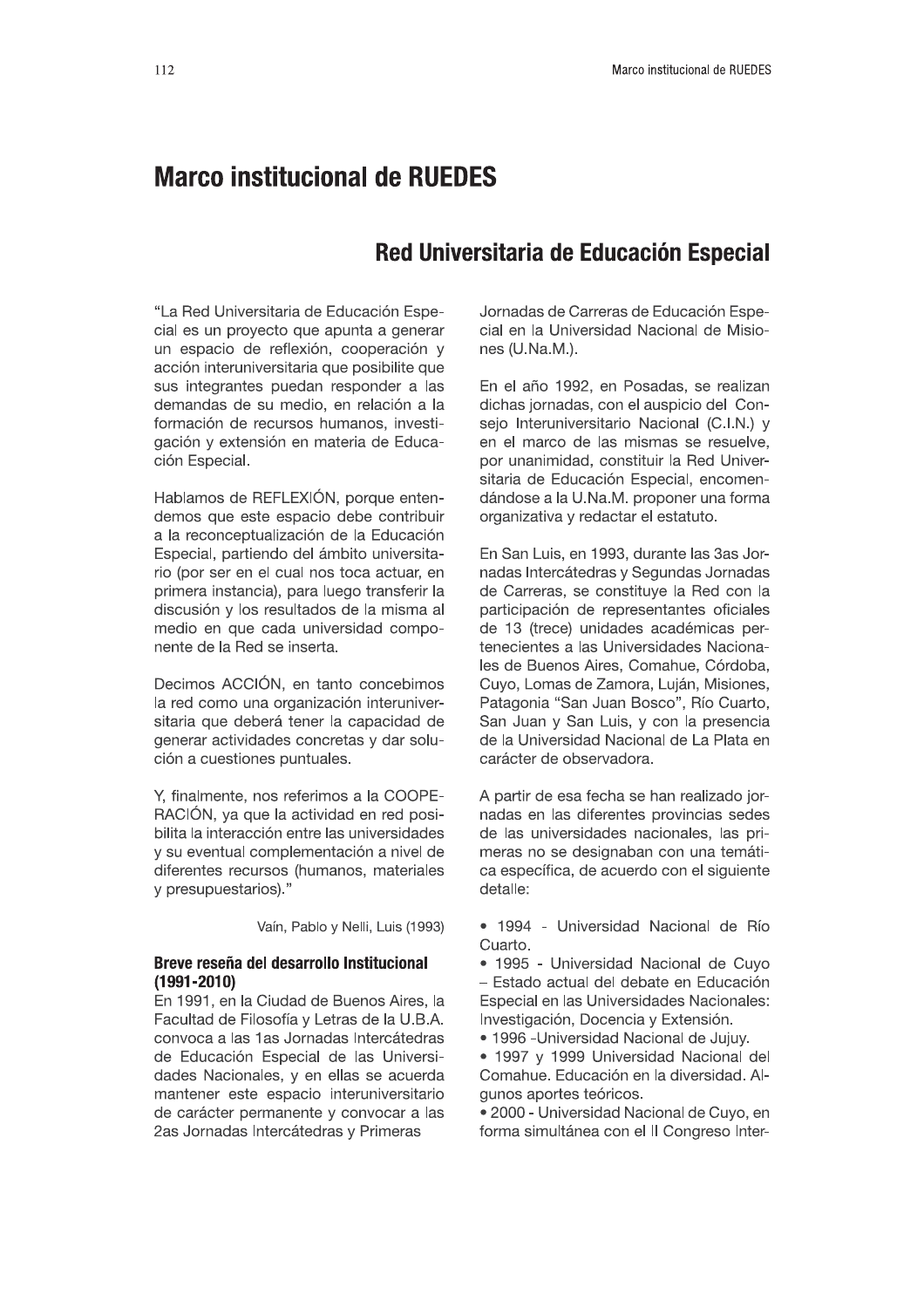# Marco institucional de RUEDES

## Red Universitaria de Educación Especial

"La Red Universitaria de Educación Especial es un proyecto que apunta a generar un espacio de reflexión, cooperación y acción interuniversitaria que posibilite que sus integrantes puedan responder a las demandas de su medio, en relación a la formación de recursos humanos, investigación y extensión en materia de Educación Especial.

Hablamos de REFLEXIÓN, porque entendemos que este espacio debe contribuir a la reconceptualización de la Educación Especial, partiendo del ámbito universitario (por ser en el cual nos toca actuar, en primera instancia), para luego transferir la discusión y los resultados de la misma al medio en que cada universidad componente de la Red se inserta.

Decimos ACCIÓN, en tanto concebimos la red como una organización interuniversitaria que deberá tener la capacidad de generar actividades concretas y dar solución a cuestiones puntuales.

Y, finalmente, nos referimos a la COOPERACIÓN, ya que la actividad en red posibilita la interacción entre las universidades y su eventual complementación a nivel de diferentes recursos (humanos, materiales y presupuestarios)."

Vaín, Pablo y Nelli, Luis (1993)

### Breve reseña del desarrollo Institucional (1991-2010)

En 1991, en la Ciudad de Buenos Aires, la Facultad de Filosofía y Letras de la U.B.A. convoca a las 1as Jornadas Intercátedras de Educación Especial de las Universidades Nacionales, y en ellas se acuerda mantener este espacio interuniversitario de carácter permanente y convocar a las 2as Jornadas Intercátedras y Primeras Jornadas de Carreras de Educación Especial en la Universidad Nacional de Misiones (U.Na.M.).

En el año 1992, en Posadas, se realizan dichas jornadas, con el auspicio del Consejo Interuniversitario Nacional (C.I.N.) y en el marco de las mismas se resuelve, por unanimidad, constituir la Red Universitaria de Educación Especial, encomendándose a la U.Na.M. proponer una forma organizativa y redactar el estatuto.

En San Luis, en 1993, durante las 3as Jornadas Intercátedras y Segundas Jornadas de Carreras, se constituye la Red con la participación de representantes oficiales de 13 (trece) unidades académicas pertenecientes a las Universidades Nacionales de Buenos Aires, Comahue, Córdoba, Cuyo, Lomas de Zamora, Luján, Misiones, Patagonia "San Juan Bosco", Río Cuarto, San Juan y San Luis, y con la presencia de la Universidad Nacional de La Plata en carácter de observadora.

A partir de esa fecha se han realizado jornadas en las diferentes provincias sedes de las universidades nacionales, las primeras no se designaban con una temática específica, de acuerdo con el siguiente detalle:

- 1994 - Universidad Nacional de Río Cuarto.
- 1995 - Universidad Nacional de Cuyo – Estado actual del debate en Educación Especial en las Universidades Nacionales: Investigación, Docencia y Extensión.
- 1996 -Universidad Nacional de Jujuy.
- 1997 y 1999 Universidad Nacional del Comahue. Educación en la diversidad. Algunos aportes teóricos.
- 2000 - Universidad Nacional de Cuyo, en forma simultánea con el II Congreso Inter-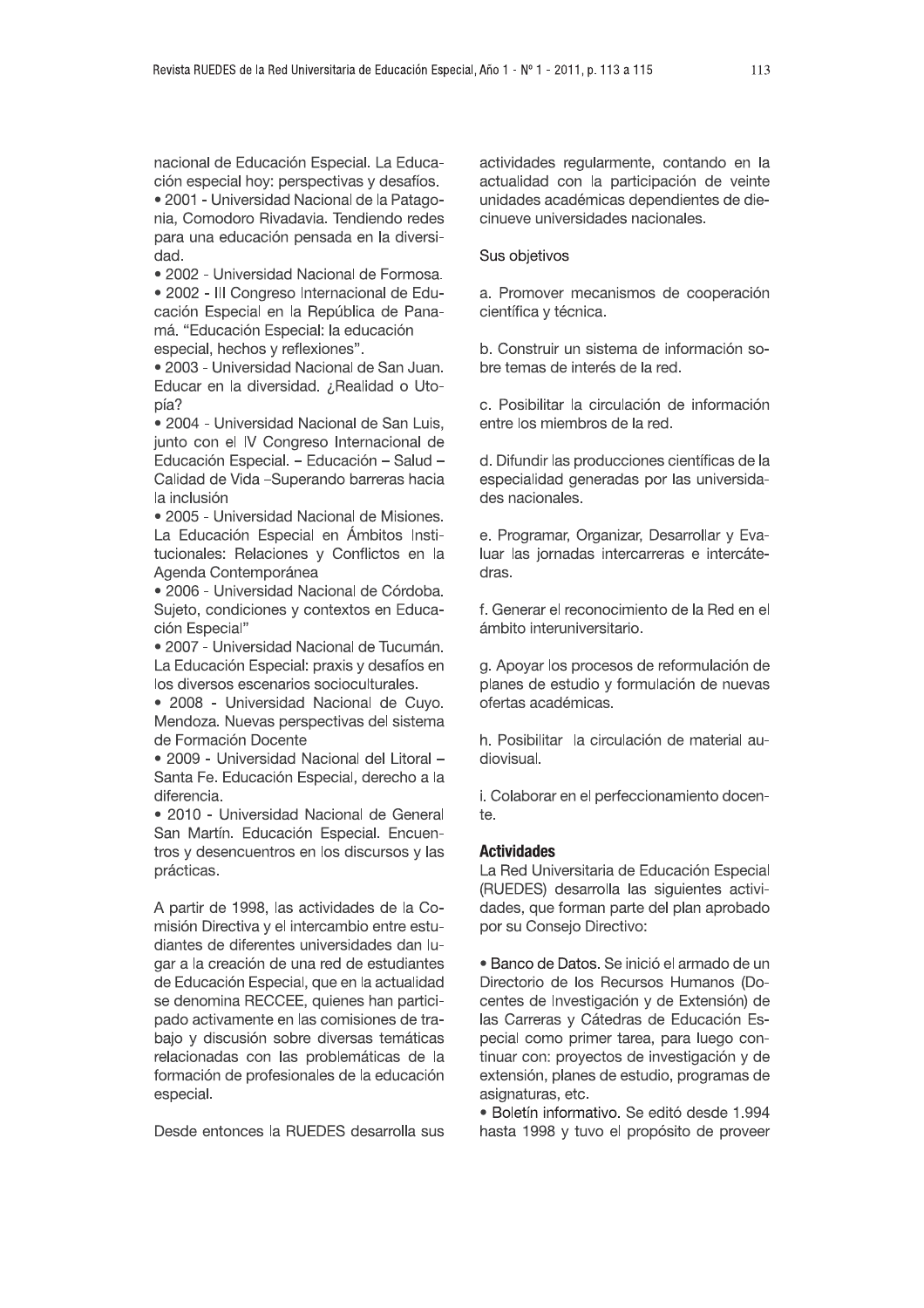nacional de Educación Especial. La Educación especial hoy: perspectivas y desafíos.

- 2001 - Universidad Nacional de la Patagonia, Comodoro Rivadavia. Tendiendo redes para una educación pensada en la diversidad.
- 2002 - Universidad Nacional de Formosa.
- 2002 - III Congreso Internacional de Educación Especial en la República de Panamá. "Educación Especial: la educación especial, hechos y reflexiones".
- 2003 - Universidad Nacional de San Juan. Educar en la diversidad. ¿Realidad o Utopía?
- 2004 - Universidad Nacional de San Luis, junto con el IV Congreso Internacional de Educación Especial. – Educación – Salud – Calidad de Vida –Superando barreras hacia la inclusión
- 2005 - Universidad Nacional de Misiones. La Educación Especial en Ámbitos Institucionales: Relaciones y Conflictos en la Agenda Contemporánea
- 2006 - Universidad Nacional de Córdoba. Sujeto, condiciones y contextos en Educación Especial"
- 2007 - Universidad Nacional de Tucumán. La Educación Especial: praxis y desafíos en los diversos escenarios socioculturales.
- 2008 - Universidad Nacional de Cuyo. Mendoza. Nuevas perspectivas del sistema de Formación Docente
- 2009 - Universidad Nacional del Litoral – Santa Fe. Educación Especial, derecho a la diferencia.
- 2010 - Universidad Nacional de General San Martín. Educación Especial. Encuentros y desencuentros en los discursos y las prácticas.

A partir de 1998, las actividades de la Comisión Directiva y el intercambio entre estudiantes de diferentes universidades dan lugar a la creación de una red de estudiantes de Educación Especial, que en la actualidad se denomina RECCEE, quienes han participado activamente en las comisiones de trabajo y discusión sobre diversas temáticas relacionadas con las problemáticas de la formación de profesionales de la educación especial.

Desde entonces la RUEDES desarrolla sus actividades regularmente, contando en la actualidad con la participación de veinte unidades académicas dependientes de diecinueve universidades nacionales.

Sus objetivos

a. Promover mecanismos de cooperación científica y técnica.

b. Construir un sistema de información sobre temas de interés de la red.

c. Posibilitar la circulación de información entre los miembros de la red.

d. Difundir las producciones científicas de la especialidad generadas por las universidades nacionales.

e. Programar, Organizar, Desarrollar y Evaluar las jornadas intercarreras e intercátedras.

f. Generar el reconocimiento de la Red en el ámbito interuniversitario.

g. Apoyar los procesos de reformulación de planes de estudio y formulación de nuevas ofertas académicas.

h. Posibilitar la circulación de material audiovisual.

i. Colaborar en el perfeccionamiento docente.

**Actividades**

La Red Universitaria de Educación Especial (RUEDES) desarrolla las siguientes actividades, que forman parte del plan aprobado por su Consejo Directivo:

- Banco de Datos. Se inició el armado de un Directorio de los Recursos Humanos (Docentes de Investigación y de Extensión) de las Carreras y Cátedras de Educación Especial como primer tarea, para luego continuar con: proyectos de investigación y de extensión, planes de estudio, programas de asignaturas, etc.
- Boletín informativo. Se editó desde 1.994 hasta 1998 y tuvo el propósito de proveer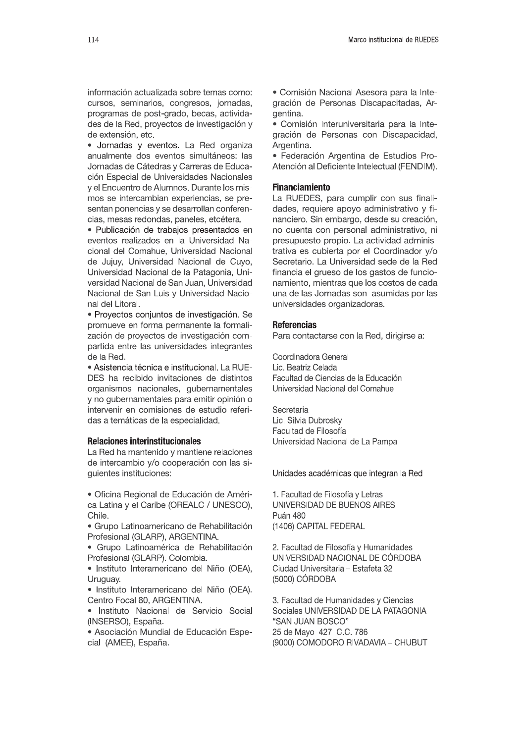información actualizada sobre temas como: cursos, seminarios, congresos, jornadas, programas de post-grado, becas, actividades de la Red, proyectos de investigación y de extensión, etc.

• Jornadas y eventos. La Red organiza anualmente dos eventos simultáneos: las Jornadas de Cátedras y Carreras de Educación Especial de Universidades Nacionales y el Encuentro de Alumnos. Durante los mismos se intercambian experiencias, se presentan ponencias y se desarrollan conferencias, mesas redondas, paneles, etcétera.

• Publicación de trabajos presentados en eventos realizados en la Universidad Nacional del Comahue, Universidad Nacional de Jujuy, Universidad Nacional de Cuyo, Universidad Nacional de la Patagonia, Universidad Nacional de San Juan, Universidad Nacional de San Luis y Universidad Nacional del Litoral.

• Proyectos conjuntos de investigación. Se promueve en forma permanente la formalización de proyectos de investigación compartida entre las universidades integrantes de la Red.

• Asistencia técnica e institucional. La RUEDES ha recibido invitaciones de distintos organismos nacionales, gubernamentales y no gubernamentales para emitir opinión o intervenir en comisiones de estudio referidas a temáticas de la especialidad.

### Relaciones interinstitucionales

La Red ha mantenido y mantiene relaciones de intercambio y/o cooperación con las siguientes instituciones:

• Oficina Regional de Educación de América Latina y el Caribe (OREALC / UNESCO), Chile.

• Grupo Latinoamericano de Rehabilitación Profesional (GLARP), ARGENTINA.

• Grupo Latinoamérica de Rehabilitación Profesional (GLARP). Colombia.

• Instituto Interamericano del Niño (OEA), Uruguay.

• Instituto Interamericano del Niño (OEA). Centro Focal 80, ARGENTINA.

• Instituto Nacional de Servicio Social (INSERSO), España.

• Asociación Mundial de Educación Especial (AMEE), España.

• Comisión Nacional Asesora para la Integración de Personas Discapacitadas, Argentina.

• Comisión Interuniversitaria para la Integración de Personas con Discapacidad, Argentina.

• Federación Argentina de Estudios Pro-Atención al Deficiente Intelectual (FENDIM).

### Financiamiento

La RUEDES, para cumplir con sus finalidades, requiere apoyo administrativo y financiero. Sin embargo, desde su creación, no cuenta con personal administrativo, ni presupuesto propio. La actividad administrativa es cubierta por el Coordinador y/o Secretario. La Universidad sede de la Red financia el grueso de los gastos de funcionamiento, mientras que los costos de cada una de las Jornadas son asumidas por las universidades organizadoras.

### Referencias

Para contactarse con la Red, dirigirse a:

Coordinadora General
Lic. Beatriz Celada
Facultad de Ciencias de la Educación
Universidad Nacional del Comahue

Secretaria
Lic. Silvia Dubrosky
Facultad de Filosofía
Universidad Nacional de La Pampa

Unidades académicas que integran la Red

1. Facultad de Filosofía y Letras
UNIVERSIDAD DE BUENOS AIRES
Puán 480
(1406) CAPITAL FEDERAL

2. Facultad de Filosofía y Humanidades
UNIVERSIDAD NACIONAL DE CÓRDOBA
Ciudad Universitaria – Estafeta 32
(5000) CÓRDOBA

3. Facultad de Humanidades y Ciencias Sociales UNIVERSIDAD DE LA PATAGONIA "SAN JUAN BOSCO"
25 de Mayo 427 C.C. 786
(9000) COMODORO RIVADAVIA – CHUBUT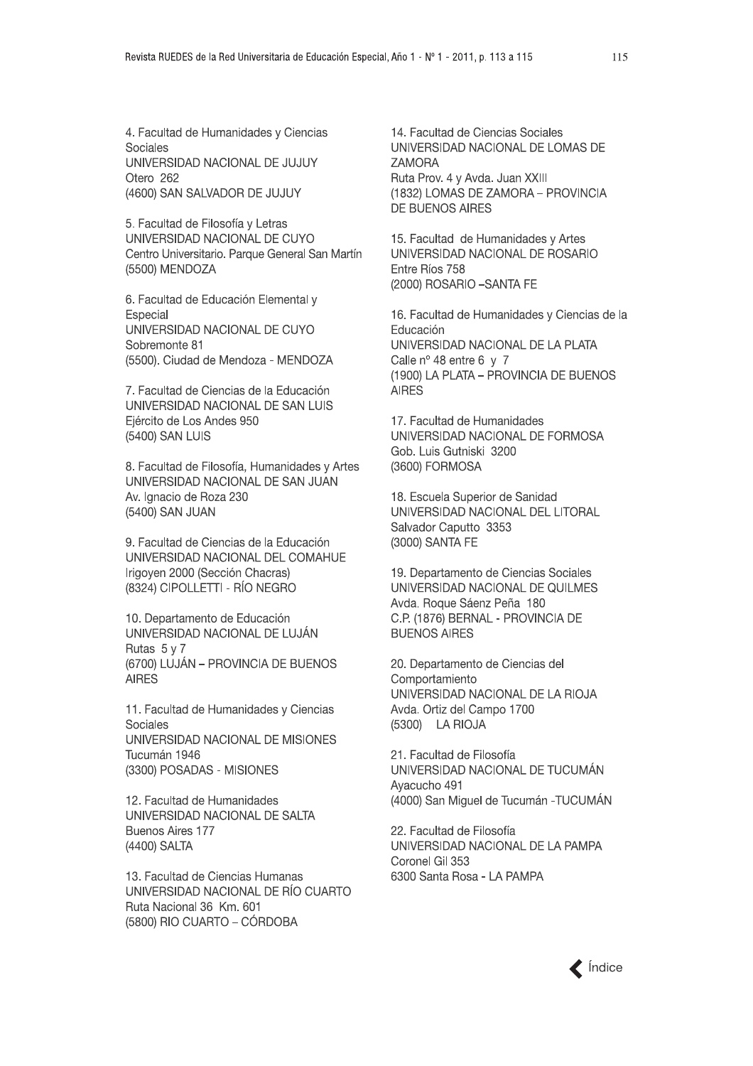4. Facultad de Humanidades y Ciencias Sociales
UNIVERSIDAD NACIONAL DE JUJUY
Otero 262
(4600) SAN SALVADOR DE JUJUY

5. Facultad de Filosofía y Letras
UNIVERSIDAD NACIONAL DE CUYO
Centro Universitario. Parque General San Martín
(5500) MENDOZA

6. Facultad de Educación Elemental y Especial
UNIVERSIDAD NACIONAL DE CUYO
Sobremonte 81
(5500). Ciudad de Mendoza - MENDOZA

7. Facultad de Ciencias de la Educación
UNIVERSIDAD NACIONAL DE SAN LUIS
Ejército de Los Andes 950
(5400) SAN LUIS

8. Facultad de Filosofía, Humanidades y Artes
UNIVERSIDAD NACIONAL DE SAN JUAN
Av. Ignacio de Roza 230
(5400) SAN JUAN

9. Facultad de Ciencias de la Educación
UNIVERSIDAD NACIONAL DEL COMAHUE
Irigoyen 2000 (Sección Chacras)
(8324) CIPOLLETTI - RÍO NEGRO

10. Departamento de Educación
UNIVERSIDAD NACIONAL DE LUJÁN
Rutas 5 y 7
(6700) LUJÁN – PROVINCIA DE BUENOS AIRES

11. Facultad de Humanidades y Ciencias Sociales
UNIVERSIDAD NACIONAL DE MISIONES
Tucumán 1946
(3300) POSADAS - MISIONES

12. Facultad de Humanidades
UNIVERSIDAD NACIONAL DE SALTA
Buenos Aires 177
(4400) SALTA

13. Facultad de Ciencias Humanas
UNIVERSIDAD NACIONAL DE RÍO CUARTO
Ruta Nacional 36 Km. 601
(5800) RIO CUARTO – CÓRDOBA

14. Facultad de Ciencias Sociales
UNIVERSIDAD NACIONAL DE LOMAS DE ZAMORA
Ruta Prov. 4 y Avda. Juan XXIII
(1832) LOMAS DE ZAMORA – PROVINCIA DE BUENOS AIRES

15. Facultad de Humanidades y Artes
UNIVERSIDAD NACIONAL DE ROSARIO
Entre Ríos 758
(2000) ROSARIO –SANTA FE

16. Facultad de Humanidades y Ciencias de la Educación
UNIVERSIDAD NACIONAL DE LA PLATA
Calle nº 48 entre 6 y 7
(1900) LA PLATA – PROVINCIA DE BUENOS AIRES

17. Facultad de Humanidades
UNIVERSIDAD NACIONAL DE FORMOSA
Gob. Luis Gutniski 3200
(3600) FORMOSA

18. Escuela Superior de Sanidad
UNIVERSIDAD NACIONAL DEL LITORAL
Salvador Caputto 3353
(3000) SANTA FE

19. Departamento de Ciencias Sociales
UNIVERSIDAD NACIONAL DE QUILMES
Avda. Roque Sáenz Peña 180
C.P. (1876) BERNAL - PROVINCIA DE BUENOS AIRES

20. Departamento de Ciencias del Comportamiento
UNIVERSIDAD NACIONAL DE LA RIOJA
Avda. Ortiz del Campo 1700
(5300) LA RIOJA

21. Facultad de Filosofía
UNIVERSIDAD NACIONAL DE TUCUMÁN
Ayacucho 491
(4000) San Miguel de Tucumán -TUCUMÁN

22. Facultad de Filosofía
UNIVERSIDAD NACIONAL DE LA PAMPA
Coronel Gil 353
6300 Santa Rosa - LA PAMPA

Índice